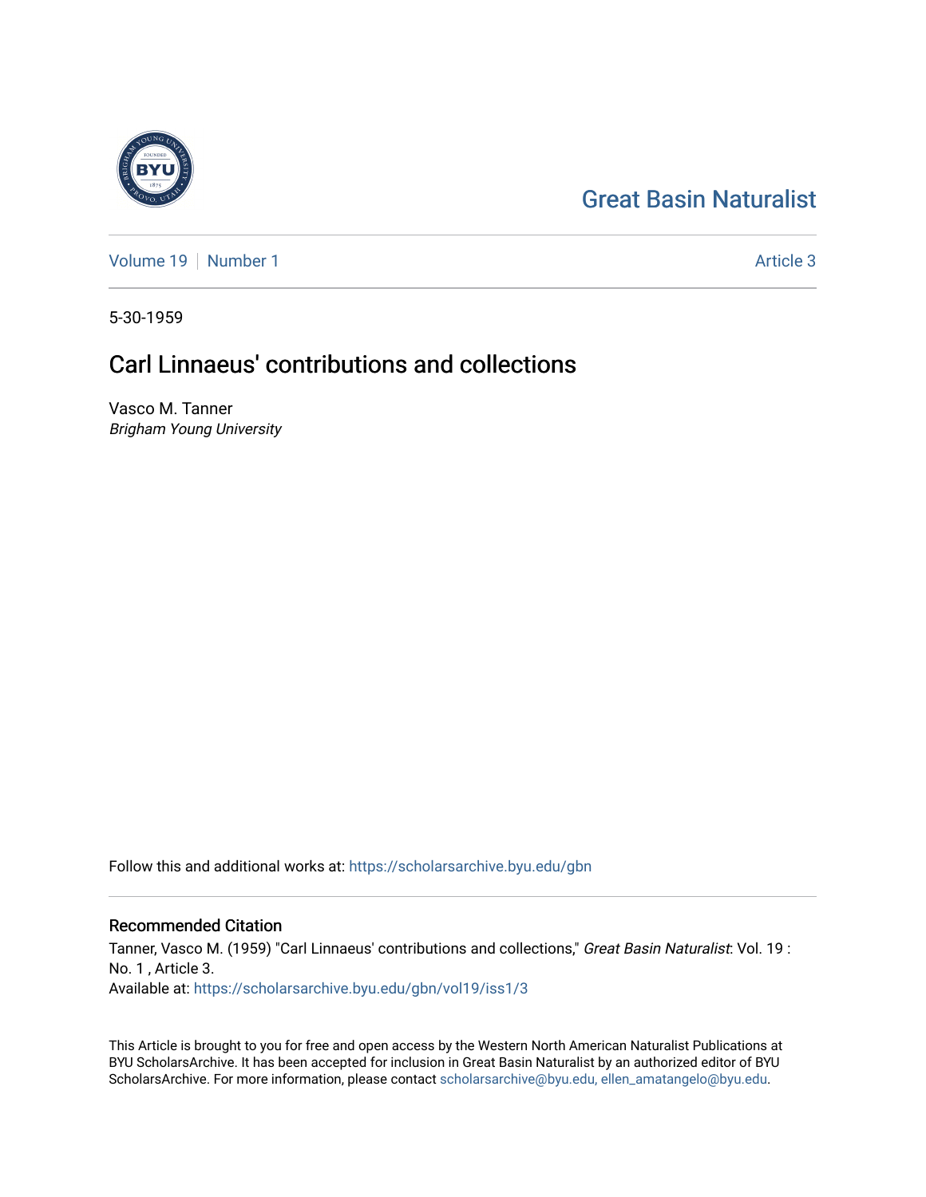Great Basin Naturalist

Volume 19 | Number 1 | Article 3

5-30-1959

# Carl Linnaeus' contributions and collections

Vasco M. Tanner
*Brigham Young University*

Follow this and additional works at: https://scholarsarchive.byu.edu/gbn

## Recommended Citation

Tanner, Vasco M. (1959) "Carl Linnaeus' contributions and collections," *Great Basin Naturalist*: Vol. 19 : No. 1 , Article 3.
Available at: https://scholarsarchive.byu.edu/gbn/vol19/iss1/3

This Article is brought to you for free and open access by the Western North American Naturalist Publications at BYU ScholarsArchive. It has been accepted for inclusion in Great Basin Naturalist by an authorized editor of BYU ScholarsArchive. For more information, please contact scholarsarchive@byu.edu, ellen_amatangelo@byu.edu.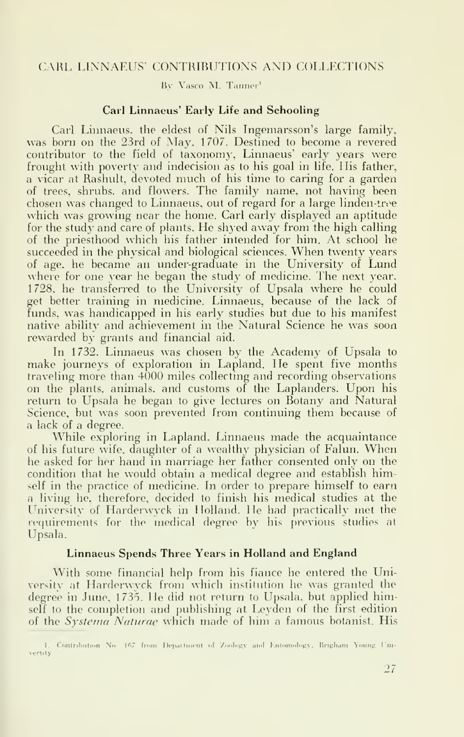# CARL LINNAEUS' CONTRIBUTIONS AND COLLECTIONS

By Vasco M. Tanner[1]

## Carl Linnaeus' Early Life and Schooling

Carl Linnaeus, the eldest of Nils Ingemarsson's large family, was born on the 23rd of May, 1707. Destined to become a revered contributor to the field of taxonomy, Linnaeus' early years were frought with poverty and indecision as to his goal in life. His father, a vicar at Rashult, devoted much of his time to caring for a garden of trees, shrubs, and flowers. The family name, not having been chosen was changed to Linnaeus, out of regard for a large linden-tree which was growing near the home. Carl early displayed an aptitude for the study and care of plants. He shyed away from the high calling of the priesthood which his father intended for him. At school he succeeded in the physical and biological sciences. When twenty years of age, he became an under-graduate in the University of Lund where for one year he began the study of medicine. The next year, 1728, he transferred to the University of Upsala where he could get better training in medicine. Linnaeus, because of the lack of funds, was handicapped in his early studies but due to his manifest native ability and achievement in the Natural Science he was soon rewarded by grants and financial aid.

In 1732, Linnaeus was chosen by the Academy of Upsala to make journeys of exploration in Lapland. He spent five months traveling more than 4000 miles collecting and recording observations on the plants, animals, and customs of the Laplanders. Upon his return to Upsala he began to give lectures on Botany and Natural Science, but was soon prevented from continuing them because of a lack of a degree.

While exploring in Lapland, Linnaeus made the acquaintance of his future wife, daughter of a wealthy physician of Falun. When he asked for her hand in marriage her father consented only on the condition that he would obtain a medical degree and establish himself in the practice of medicine. In order to prepare himself to earn a living he, therefore, decided to finish his medical studies at the University of Harderwyck in Holland. He had practically met the requirements for the medical degree by his previous studies at Upsala.

## Linnaeus Spends Three Years in Holland and England

With some financial help from his fiance he entered the University at Harderwyck from which institution he was granted the degree in June, 1735. He did not return to Upsala, but applied himself to the completion and publishing at Leyden of the first edition of the *Systema Naturae* which made of him a famous botanist. His

[1] Contribution No. 167 from Department of Zoology and Entomology, Brigham Young University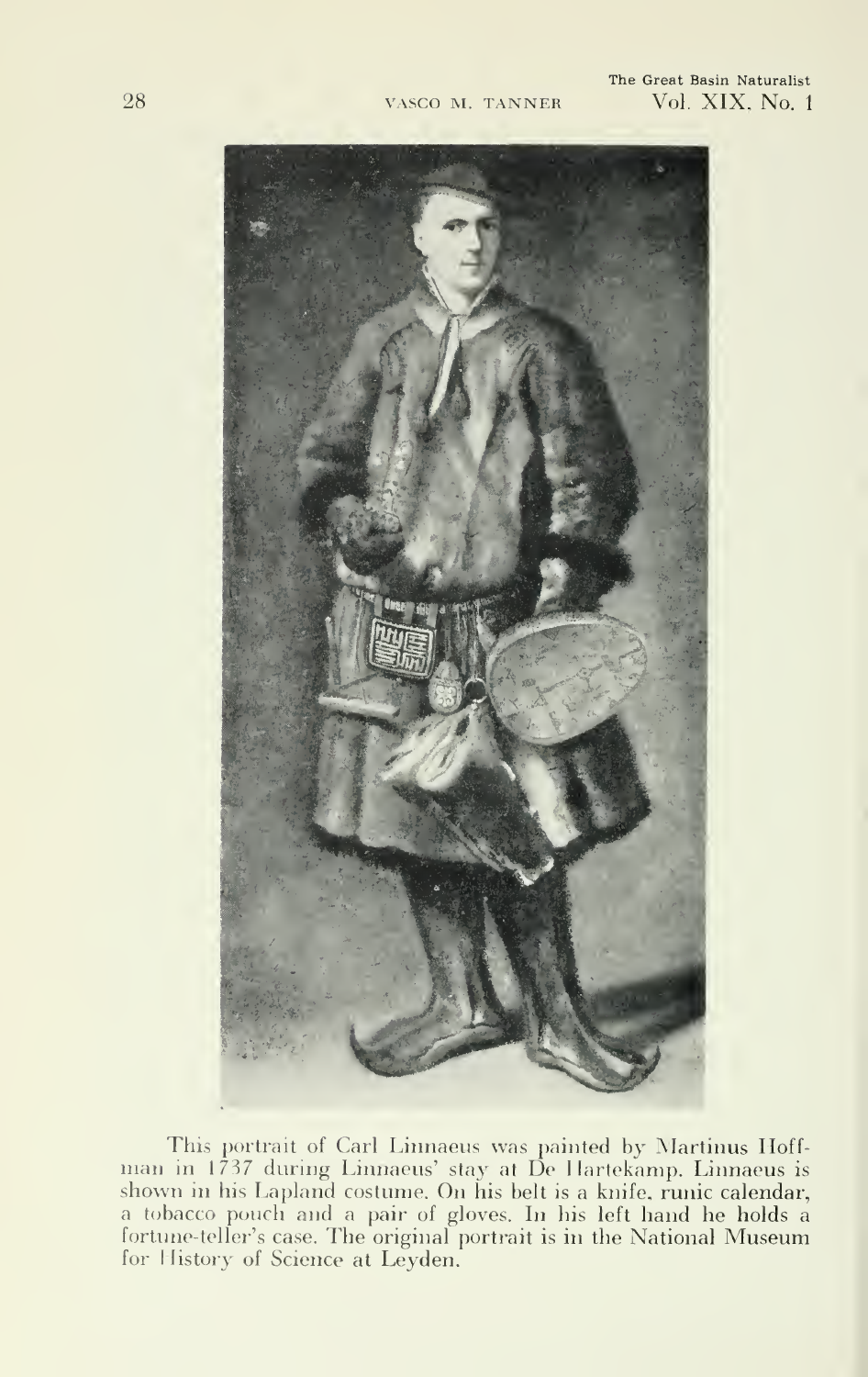This portrait of Carl Linnaeus was painted by Martinus Hoffman in 1737 during Linnaeus' stay at De Hartekamp. Linnaeus is shown in his Lapland costume. On his belt is a knife, runic calendar, a tobacco pouch and a pair of gloves. In his left hand he holds a fortune-teller's case. The original portrait is in the National Museum for History of Science at Leyden.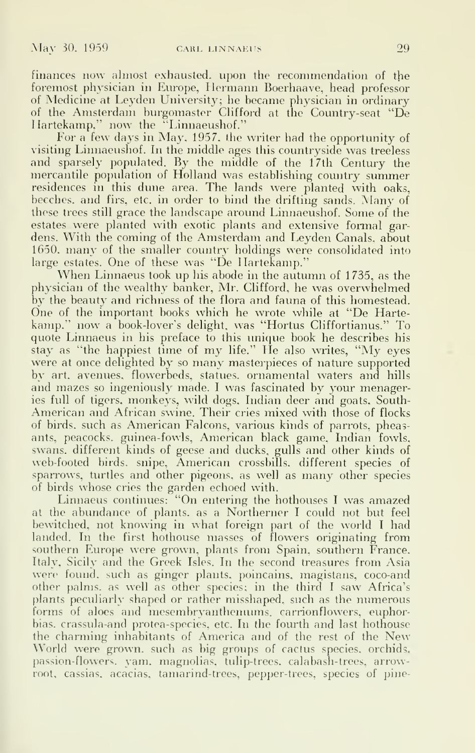finances now almost exhausted. upon the recommendation of the foremost physician in Europe, Hermann Boerhaave, head professor of Medicine at Leyden University; he became physician in ordinary of the Amsterdam burgomaster Clifford at the Country-seat "De Hartekamp," now the "Linnaeushof."

For a few days in May, 1957, the writer had the opportunity of visiting Linnaeushof. In the middle ages this countryside was treeless and sparsely populated. By the middle of the 17th Century the mercantile population of Holland was establishing country summer residences in this dune area. The lands were planted with oaks, beeches, and firs, etc. in order to bind the drifting sands. Many of these trees still grace the landscape around Linnaeushof. Some of the estates were planted with exotic plants and extensive formal gardens. With the coming of the Amsterdam and Leyden Canals, about 1650, many of the smaller country holdings were consolidated into large estates. One of these was "De Hartekamp."

When Linnaeus took up his abode in the autumn of 1735, as the physician of the wealthy banker, Mr. Clifford, he was overwhelmed by the beauty and richness of the flora and fauna of this homestead. One of the important books which he wrote while at "De Hartekamp," now a book-lover's delight, was "Hortus Cliffortianus." To quote Linnaeus in his preface to this unique book he describes his stay as "the happiest time of my life." He also writes, "My eyes were at once delighted by so many masterpieces of nature supported by art, avenues, flowerbeds, statues, ornamental waters and hills and mazes so ingeniously made. I was fascinated by your menageries full of tigers, monkeys, wild dogs, Indian deer and goats, South-American and African swine. Their cries mixed with those of flocks of birds, such as American Falcons, various kinds of parrots, pheasants, peacocks, guinea-fowls, American black game, Indian fowls, swans, different kinds of geese and ducks, gulls and other kinds of web-footed birds, snipe, American crossbills, different species of sparrows, turtles and other pigeons, as well as many other species of birds whose cries the garden echoed with.

Linnaeus continues: "On entering the hothouses I was amazed at the abundance of plants, as a Northerner I could not but feel bewitched, not knowing in what foreign part of the world I had landed. In the first hothouse masses of flowers originating from southern Europe were grown, plants from Spain, southern France, Italy, Sicily and the Greek Isles. In the second treasures from Asia were found, such as ginger plants, poincains, magistans, coco-and other palms, as well as other species; in the third I saw Africa's plants peculiarly shaped or rather misshaped, such as the numerous forms of aloes and mesembryanthemums, carrionflowers, euphorbias, crassula-and protea-species, etc. In the fourth and last hothouse the charming inhabitants of America and of the rest of the New World were grown, such as big groups of cactus species, orchids, passion-flowers, yam, magnolias, tulip-trees, calabash-trees, arrowroot, cassias, acacias, tamarind-trees, pepper-trees, species of pine-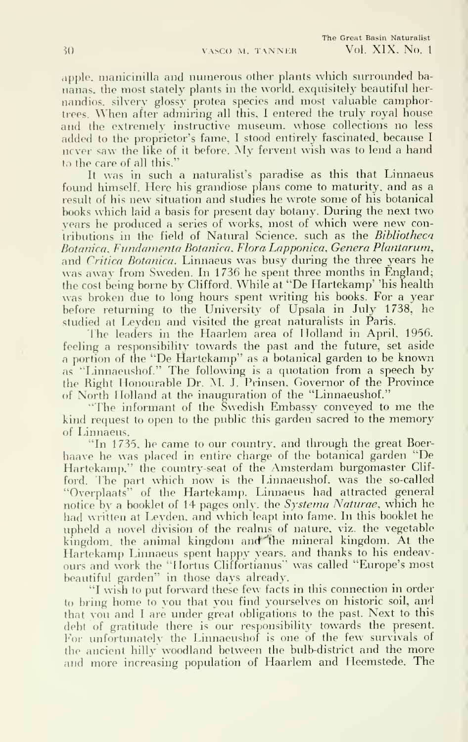apple, manicinilla and numerous other plants which surrounded bananas, the most stately plants in the world, exquisitely beautiful hernandios, silvery glossy protea species and most valuable camphortrees. When after admiring all this, I entered the truly royal house and the extremely instructive museum, whose collections no less added to the proprietor's fame, I stood entirely fascinated, because I never saw the like of it before. My fervent wish was to lend a hand to the care of all this."

It was in such a naturalist's paradise as this that Linnaeus found himself. Here his grandiose plans come to maturity, and as a result of his new situation and studies he wrote some of his botanical books which laid a basis for present day botany. During the next two years he produced a series of works, most of which were new contributions in the field of Natural Science, such as the *Bibliotheca Botanica*, *Fundamenta Botanica*, *Flora Lapponica*, *Genera Plantarum*, and *Critica Botanica*. Linnaeus was busy during the three years he was away from Sweden. In 1736 he spent three months in England; the cost being borne by Clifford. While at "De Hartekamp' 'his health was broken due to long hours spent writing his books. For a year before returning to the University of Upsala in July 1738, he studied at Leyden and visited the great naturalists in Paris.

The leaders in the Haarlem area of Holland in April, 1956, feeling a responsibility towards the past and the future, set aside a portion of the "De Hartekamp" as a botanical garden to be known as "Linnaeushof." The following is a quotation from a speech by the Right Honourable Dr. M. J. Prinsen, Governor of the Province of North Holland at the inauguration of the "Linnaeushof."

"The informant of the Swedish Embassy conveyed to me the kind request to open to the public this garden sacred to the memory of Linnaeus.

"In 1735, he came to our country, and through the great Boerhaave he was placed in entire charge of the botanical garden "De Hartekamp," the country-seat of the Amsterdam burgomaster Clifford. The part which now is the Linnaeushof, was the so-called "Overplaats" of the Hartekamp. Linnaeus had attracted general notice by a booklet of 14 pages only, the *Systema Naturae*, which he had written at Leyden, and which leapt into fame. In this booklet he upheld a novel division of the realms of nature, viz. the vegetable kingdom, the animal kingdom and the mineral kingdom. At the Hartekamp Linnaeus spent happy years, and thanks to his endeavours and work the "Hortus Cliffortianus" was called "Europe's most beautiful garden" in those days already.

"I wish to put forward these few facts in this connection in order to bring home to you that you find yourselves on historic soil, and that you and I are under great obligations to the past. Next to this debt of gratitude there is our responsibility towards the present. For unfortunately the Linnaeushof is one of the few survivals of the ancient hilly woodland between the bulb-district and the more and more increasing population of Haarlem and Heemstede. The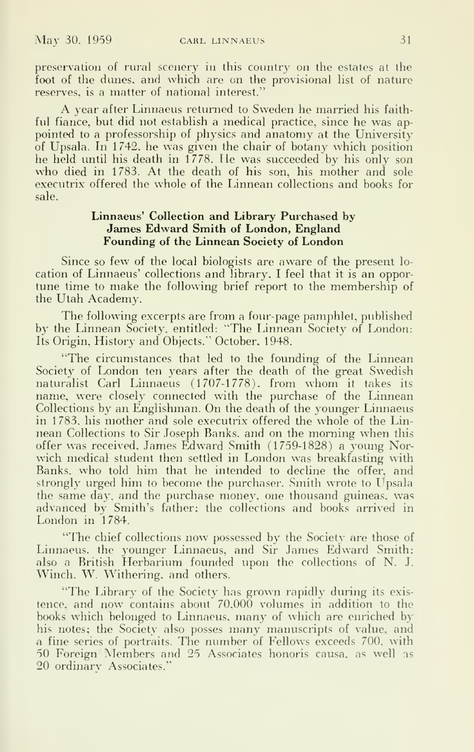preservation of rural scenery in this country on the estates at the foot of the dunes, and which are on the provisional list of nature reserves, is a matter of national interest."

A year after Linnaeus returned to Sweden he married his faithful fiance, but did not establish a medical practice, since he was appointed to a professorship of physics and anatomy at the University of Upsala. In 1742, he was given the chair of botany which position he held until his death in 1778. He was succeeded by his only son who died in 1783. At the death of his son, his mother and sole executrix offered the whole of the Linnean collections and books for sale.

### Linnaeus' Collection and Library Purchased by James Edward Smith of London, England Founding of the Linnean Society of London

Since so few of the local biologists are aware of the present location of Linnaeus' collections and library, I feel that it is an opportune time to make the following brief report to the membership of the Utah Academy.

The following excerpts are from a four-page pamphlet, published by the Linnean Society, entitled: "The Linnean Society of London: Its Origin, History and Objects." October, 1948.

"The circumstances that led to the founding of the Linnean Society of London ten years after the death of the great Swedish naturalist Carl Linnaeus (1707-1778), from whom it takes its name, were closely connected with the purchase of the Linnean Collections by an Englishman. On the death of the younger Linnaeus in 1783, his mother and sole executrix offered the whole of the Linnean Collections to Sir Joseph Banks, and on the morning when this offer was received, James Edward Smith (1759-1828) a young Norwich medical student then settled in London was breakfasting with Banks, who told him that he intended to decline the offer, and strongly urged him to become the purchaser. Smith wrote to Upsala the same day, and the purchase money, one thousand guineas, was advanced by Smith's father; the collections and books arrived in London in 1784.

"The chief collections now possessed by the Society are those of Linnaeus, the younger Linnaeus, and Sir James Edward Smith; also a British Herbarium founded upon the collections of N. J. Winch, W. Withering, and others.

"The Library of the Society has grown rapidly during its existence, and now contains about 70,000 volumes in addition to the books which belonged to Linnaeus, many of which are enriched by his notes; the Society also posses many manuscripts of value, and a fine series of portraits. The number of Fellows exceeds 700, with 50 Foreign Members and 25 Associates honoris causa, as well as 20 ordinary Associates."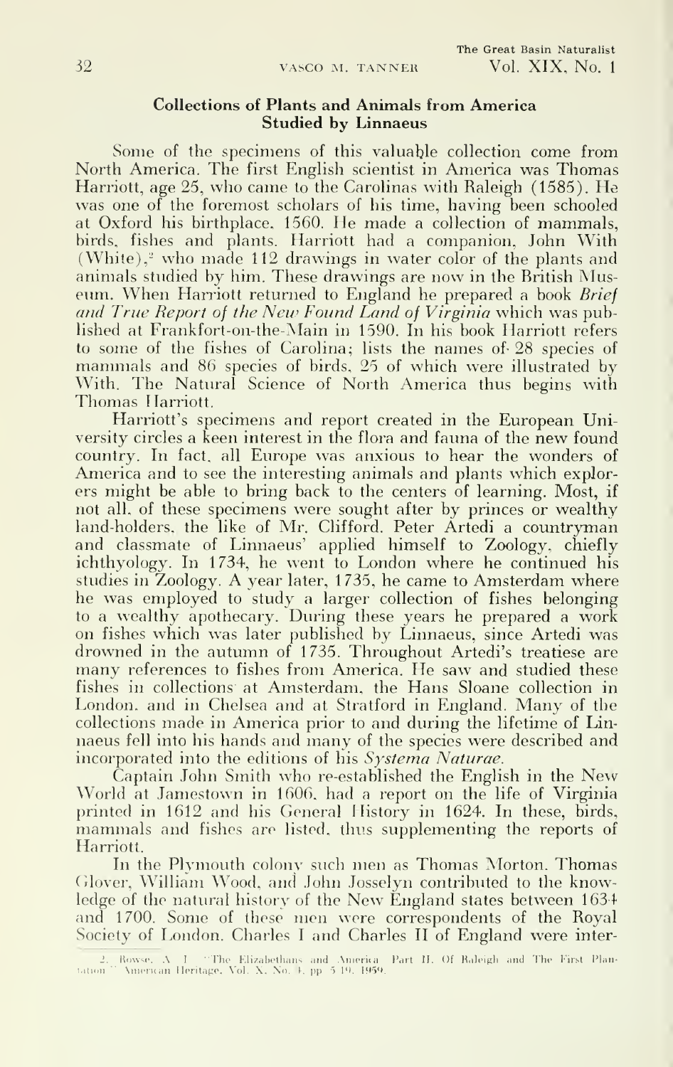### Collections of Plants and Animals from America Studied by Linnaeus

Some of the specimens of this valuable collection come from North America. The first English scientist in America was Thomas Harriott, age 25, who came to the Carolinas with Raleigh (1585). He was one of the foremost scholars of his time, having been schooled at Oxford his birthplace, 1560. He made a collection of mammals, birds, fishes and plants. Harriott had a companion, John With (White),[2] who made 112 drawings in water color of the plants and animals studied by him. These drawings are now in the British Museum. When Harriott returned to England he prepared a book *Brief and True Report of the New Found Land of Virginia* which was published at Frankfort-on-the-Main in 1590. In his book Harriott refers to some of the fishes of Carolina; lists the names of 28 species of mammals and 86 species of birds, 25 of which were illustrated by With. The Natural Science of North America thus begins with Thomas Harriott.

Harriott's specimens and report created in the European University circles a keen interest in the flora and fauna of the new found country. In fact, all Europe was anxious to hear the wonders of America and to see the interesting animals and plants which explorers might be able to bring back to the centers of learning. Most, if not all, of these specimens were sought after by princes or wealthy land-holders, the like of Mr. Clifford. Peter Artedi a countryman and classmate of Linnaeus' applied himself to Zoology, chiefly ichthyology. In 1734, he went to London where he continued his studies in Zoology. A year later, 1735, he came to Amsterdam where he was employed to study a larger collection of fishes belonging to a wealthy apothecary. During these years he prepared a work on fishes which was later published by Linnaeus, since Artedi was drowned in the autumn of 1735. Throughout Artedi's treatiese are many references to fishes from America. He saw and studied these fishes in collections at Amsterdam, the Hans Sloane collection in London, and in Chelsea and at Stratford in England. Many of the collections made in America prior to and during the lifetime of Linnaeus fell into his hands and many of the species were described and incorporated into the editions of his *Systema Naturae*.

Captain John Smith who re-established the English in the New World at Jamestown in 1606, had a report on the life of Virginia printed in 1612 and his General History in 1624. In these, birds, mammals and fishes are listed, thus supplementing the reports of Harriott.

In the Plymouth colony such men as Thomas Morton, Thomas Glover, William Wood, and John Josselyn contributed to the knowledge of the natural history of the New England states between 1634 and 1700. Some of these men were correspondents of the Royal Society of London. Charles I and Charles II of England were inter-

---

2. Rowse, A. L. "The Elizabethans and America. Part II. Of Raleigh and The First Plantation." American Heritage, Vol. X, No. 4, pp. 5-19, 1959.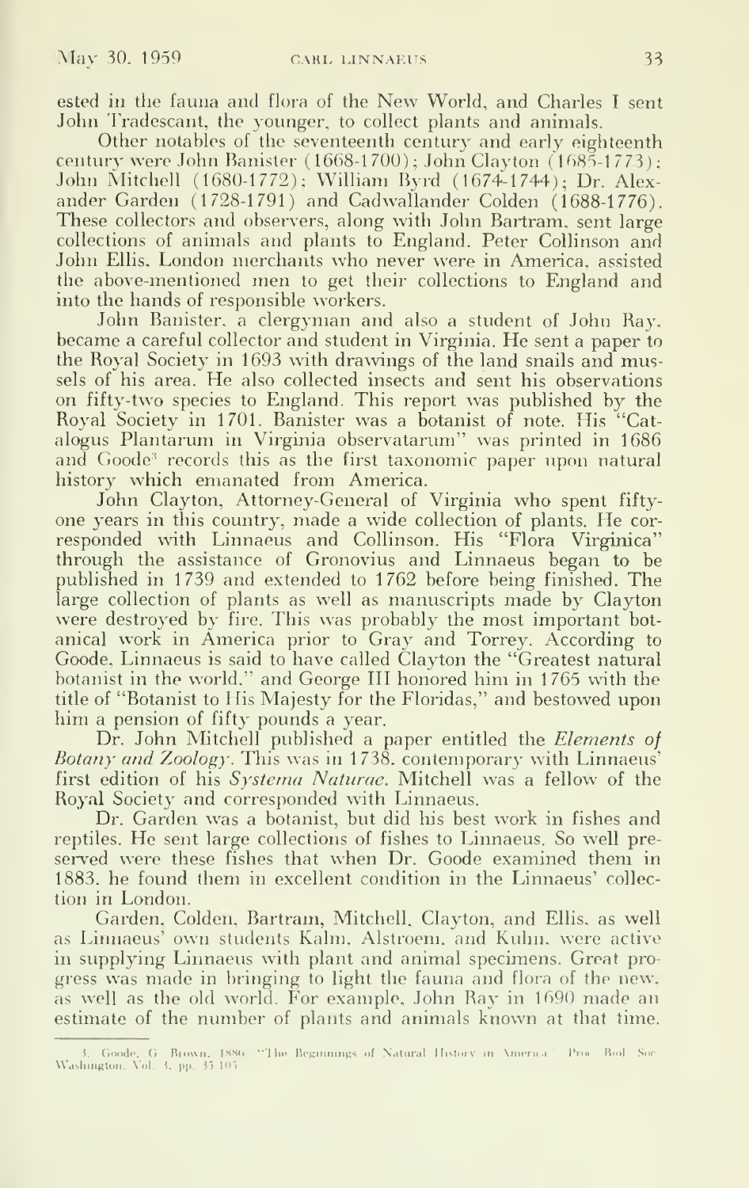ested in the fauna and flora of the New World, and Charles I sent John Tradescant, the younger, to collect plants and animals.

Other notables of the seventeenth century and early eighteenth century were John Banister (1668-1700); John Clayton (1685-1773); John Mitchell (1680-1772); William Byrd (1674-1744); Dr. Alexander Garden (1728-1791) and Cadwallander Colden (1688-1776). These collectors and observers, along with John Bartram, sent large collections of animals and plants to England. Peter Collinson and John Ellis, London merchants who never were in America, assisted the above-mentioned men to get their collections to England and into the hands of responsible workers.

John Banister, a clergyman and also a student of John Ray, became a careful collector and student in Virginia. He sent a paper to the Royal Society in 1693 with drawings of the land snails and mussels of his area. He also collected insects and sent his observations on fifty-two species to England. This report was published by the Royal Society in 1701. Banister was a botanist of note. His "Catalogus Plantarum in Virginia observatarum" was printed in 1686 and Goode[3] records this as the first taxonomic paper upon natural history which emanated from America.

John Clayton, Attorney-General of Virginia who spent fifty-one years in this country, made a wide collection of plants. He corresponded with Linnaeus and Collinson. His "Flora Virginica" through the assistance of Gronovius and Linnaeus began to be published in 1739 and extended to 1762 before being finished. The large collection of plants as well as manuscripts made by Clayton were destroyed by fire. This was probably the most important botanical work in America prior to Gray and Torrey. According to Goode, Linnaeus is said to have called Clayton the "Greatest natural botanist in the world," and George III honored him in 1765 with the title of "Botanist to His Majesty for the Floridas," and bestowed upon him a pension of fifty pounds a year.

Dr. John Mitchell published a paper entitled the *Elements of Botany and Zoology*. This was in 1738, contemporary with Linnaeus' first edition of his *Systema Naturae*. Mitchell was a fellow of the Royal Society and corresponded with Linnaeus.

Dr. Garden was a botanist, but did his best work in fishes and reptiles. He sent large collections of fishes to Linnaeus. So well preserved were these fishes that when Dr. Goode examined them in 1883, he found them in excellent condition in the Linnaeus' collection in London.

Garden, Colden, Bartram, Mitchell, Clayton, and Ellis, as well as Linnaeus' own students Kalm, Alstroem, and Kuhn, were active in supplying Linnaeus with plant and animal specimens. Great progress was made in bringing to light the fauna and flora of the new, as well as the old world. For example, John Ray in 1690 made an estimate of the number of plants and animals known at that time.

---

3. Goode, G. Brown. 1886. "The Beginnings of Natural History in America." Proc. Biol. Soc. Washington. Vol. 3, pp. 35-105.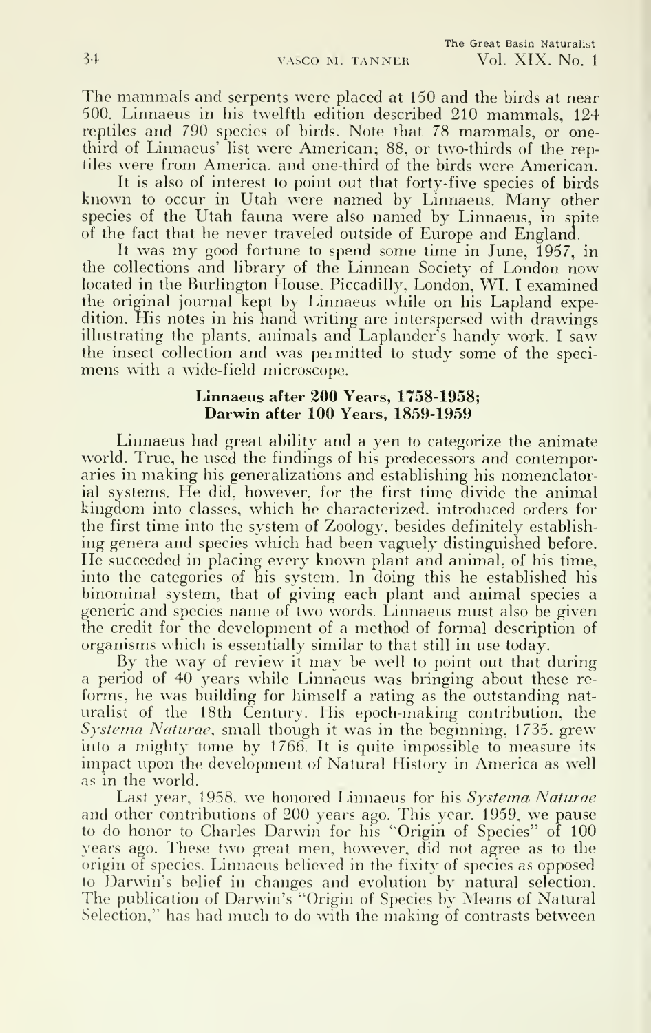The mammals and serpents were placed at 150 and the birds at near 500. Linnaeus in his twelfth edition described 210 mammals, 124 reptiles and 790 species of birds. Note that 78 mammals, or one-third of Linnaeus' list were American; 88, or two-thirds of the reptiles were from America, and one-third of the birds were American.

It is also of interest to point out that forty-five species of birds known to occur in Utah were named by Linnaeus. Many other species of the Utah fauna were also named by Linnaeus, in spite of the fact that he never traveled outside of Europe and England.

It was my good fortune to spend some time in June, 1957, in the collections and library of the Linnean Society of London now located in the Burlington House, Piccadilly, London, WI. I examined the original journal kept by Linnaeus while on his Lapland expedition. His notes in his hand writing are interspersed with drawings illustrating the plants, animals and Laplander's handy work. I saw the insect collection and was permitted to study some of the specimens with a wide-field microscope.

## Linnaeus after 200 Years, 1758-1958; Darwin after 100 Years, 1859-1959

Linnaeus had great ability and a yen to categorize the animate world. True, he used the findings of his predecessors and contemporaries in making his generalizations and establishing his nomenclatorial systems. He did, however, for the first time divide the animal kingdom into classes, which he characterized, introduced orders for the first time into the system of Zoology, besides definitely establishing genera and species which had been vaguely distinguished before. He succeeded in placing every known plant and animal, of his time, into the categories of his system. In doing this he established his binominal system, that of giving each plant and animal species a generic and species name of two words. Linnaeus must also be given the credit for the development of a method of formal description of organisms which is essentially similar to that still in use today.

By the way of review it may be well to point out that during a period of 40 years while Linnaeus was bringing about these reforms, he was building for himself a rating as the outstanding naturalist of the 18th Century. His epoch-making contribution, the *Systema Naturae*, small though it was in the beginning, 1735, grew into a mighty tome by 1766. It is quite impossible to measure its impact upon the development of Natural History in America as well as in the world.

Last year, 1958, we honored Linnaeus for his *Systema Naturae* and other contributions of 200 years ago. This year, 1959, we pause to do honor to Charles Darwin for his "Origin of Species" of 100 years ago. These two great men, however, did not agree as to the origin of species. Linnaeus believed in the fixity of species as opposed to Darwin's belief in changes and evolution by natural selection. The publication of Darwin's "Origin of Species by Means of Natural Selection," has had much to do with the making of contrasts between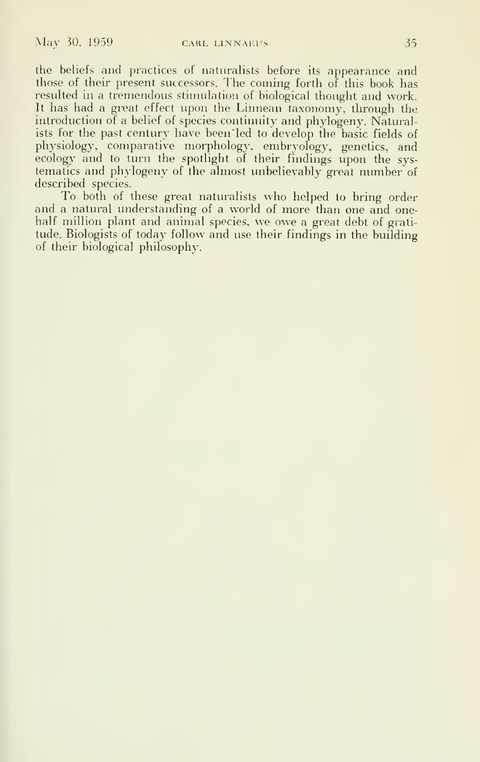the beliefs and practices of naturalists before its appearance and those of their present successors. The coming forth of this book has resulted in a tremendous stimulation of biological thought and work. It has had a great effect upon the Linnean taxonomy, through the introduction of a belief of species continuity and phylogeny. Naturalists for the past century have been led to develop the basic fields of physiology, comparative morphology, embryology, genetics, and ecology and to turn the spotlight of their findings upon the systematics and phylogeny of the almost unbelievably great number of described species.

To both of these great naturalists who helped to bring order and a natural understanding of a world of more than one and one-half million plant and animal species, we owe a great debt of gratitude. Biologists of today follow and use their findings in the building of their biological philosophy.